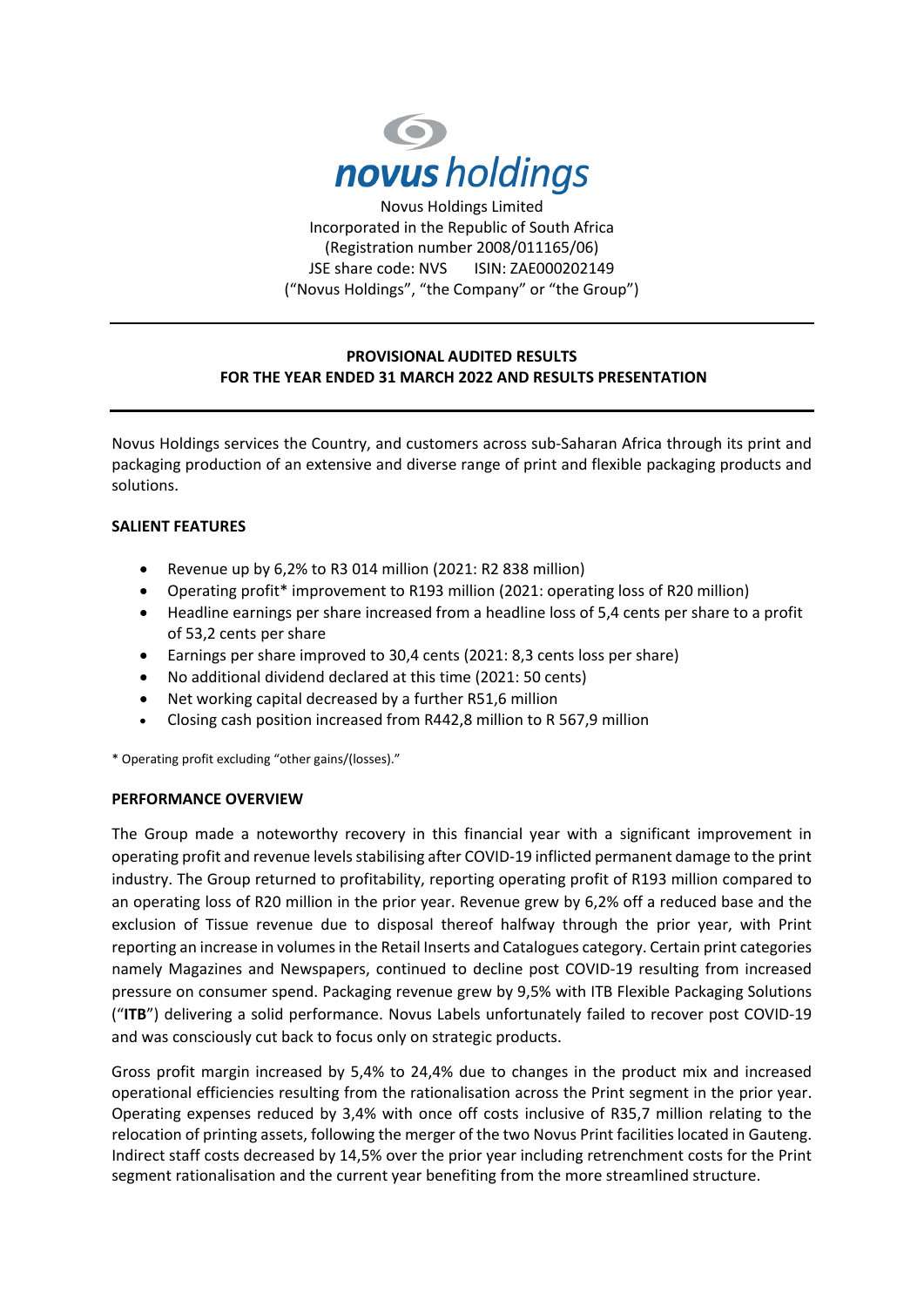novus holdings

Novus Holdings Limited
Incorporated in the Republic of South Africa
(Registration number 2008/011165/06)
JSE share code: NVS ISIN: ZAE000202149
("Novus Holdings", "the Company" or "the Group")

---

## PROVISIONAL AUDITED RESULTS FOR THE YEAR ENDED 31 MARCH 2022 AND RESULTS PRESENTATION

---

Novus Holdings services the Country, and customers across sub-Saharan Africa through its print and packaging production of an extensive and diverse range of print and flexible packaging products and solutions.

### SALIENT FEATURES

- Revenue up by 6,2% to R3 014 million (2021: R2 838 million)
- Operating profit* improvement to R193 million (2021: operating loss of R20 million)
- Headline earnings per share increased from a headline loss of 5,4 cents per share to a profit of 53,2 cents per share
- Earnings per share improved to 30,4 cents (2021: 8,3 cents loss per share)
- No additional dividend declared at this time (2021: 50 cents)
- Net working capital decreased by a further R51,6 million
- Closing cash position increased from R442,8 million to R 567,9 million

\* Operating profit excluding "other gains/(losses)."

### PERFORMANCE OVERVIEW

The Group made a noteworthy recovery in this financial year with a significant improvement in operating profit and revenue levels stabilising after COVID-19 inflicted permanent damage to the print industry. The Group returned to profitability, reporting operating profit of R193 million compared to an operating loss of R20 million in the prior year. Revenue grew by 6,2% off a reduced base and the exclusion of Tissue revenue due to disposal thereof halfway through the prior year, with Print reporting an increase in volumes in the Retail Inserts and Catalogues category. Certain print categories namely Magazines and Newspapers, continued to decline post COVID-19 resulting from increased pressure on consumer spend. Packaging revenue grew by 9,5% with ITB Flexible Packaging Solutions ("**ITB**") delivering a solid performance. Novus Labels unfortunately failed to recover post COVID-19 and was consciously cut back to focus only on strategic products.

Gross profit margin increased by 5,4% to 24,4% due to changes in the product mix and increased operational efficiencies resulting from the rationalisation across the Print segment in the prior year. Operating expenses reduced by 3,4% with once off costs inclusive of R35,7 million relating to the relocation of printing assets, following the merger of the two Novus Print facilities located in Gauteng. Indirect staff costs decreased by 14,5% over the prior year including retrenchment costs for the Print segment rationalisation and the current year benefiting from the more streamlined structure.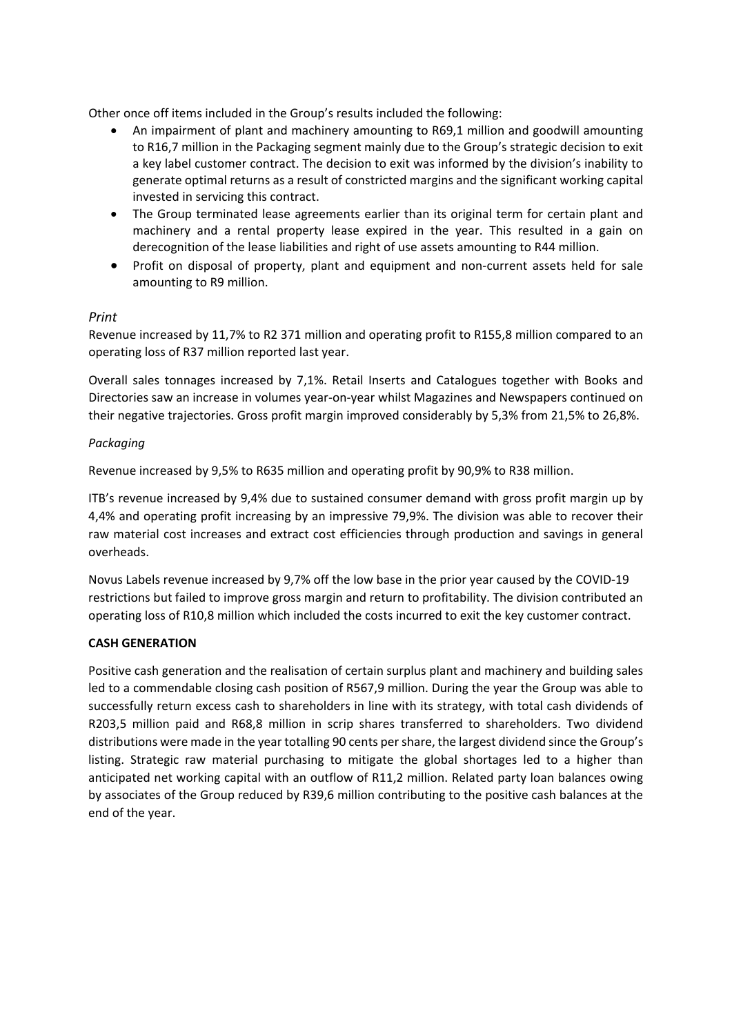Other once off items included in the Group's results included the following:

- An impairment of plant and machinery amounting to R69,1 million and goodwill amounting to R16,7 million in the Packaging segment mainly due to the Group's strategic decision to exit a key label customer contract. The decision to exit was informed by the division's inability to generate optimal returns as a result of constricted margins and the significant working capital invested in servicing this contract.
- The Group terminated lease agreements earlier than its original term for certain plant and machinery and a rental property lease expired in the year. This resulted in a gain on derecognition of the lease liabilities and right of use assets amounting to R44 million.
- Profit on disposal of property, plant and equipment and non-current assets held for sale amounting to R9 million.

*Print*

Revenue increased by 11,7% to R2 371 million and operating profit to R155,8 million compared to an operating loss of R37 million reported last year.

Overall sales tonnages increased by 7,1%. Retail Inserts and Catalogues together with Books and Directories saw an increase in volumes year-on-year whilst Magazines and Newspapers continued on their negative trajectories. Gross profit margin improved considerably by 5,3% from 21,5% to 26,8%.

*Packaging*

Revenue increased by 9,5% to R635 million and operating profit by 90,9% to R38 million.

ITB's revenue increased by 9,4% due to sustained consumer demand with gross profit margin up by 4,4% and operating profit increasing by an impressive 79,9%. The division was able to recover their raw material cost increases and extract cost efficiencies through production and savings in general overheads.

Novus Labels revenue increased by 9,7% off the low base in the prior year caused by the COVID-19 restrictions but failed to improve gross margin and return to profitability. The division contributed an operating loss of R10,8 million which included the costs incurred to exit the key customer contract.

**CASH GENERATION**

Positive cash generation and the realisation of certain surplus plant and machinery and building sales led to a commendable closing cash position of R567,9 million. During the year the Group was able to successfully return excess cash to shareholders in line with its strategy, with total cash dividends of R203,5 million paid and R68,8 million in scrip shares transferred to shareholders. Two dividend distributions were made in the year totalling 90 cents per share, the largest dividend since the Group's listing. Strategic raw material purchasing to mitigate the global shortages led to a higher than anticipated net working capital with an outflow of R11,2 million. Related party loan balances owing by associates of the Group reduced by R39,6 million contributing to the positive cash balances at the end of the year.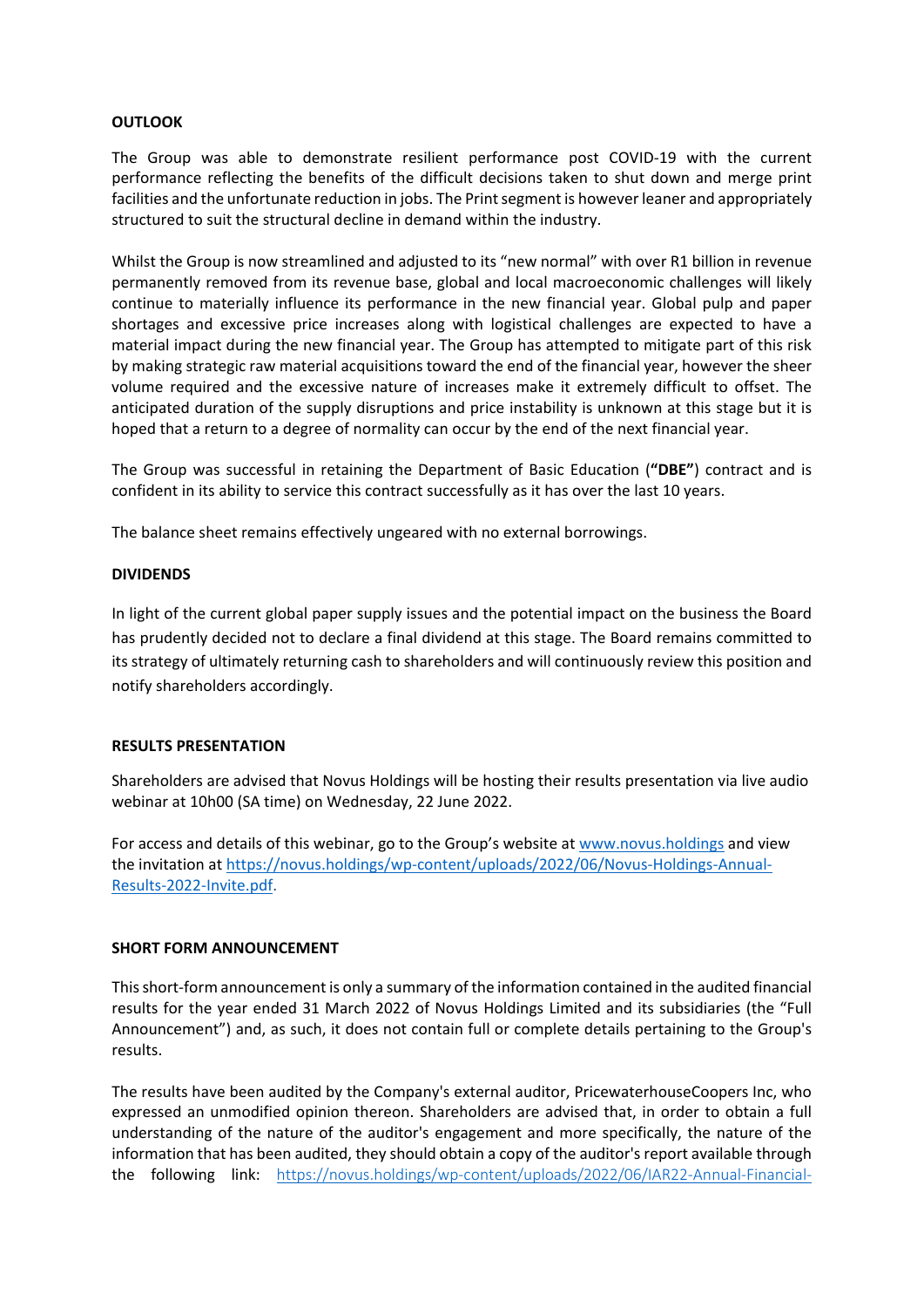## OUTLOOK

The Group was able to demonstrate resilient performance post COVID-19 with the current performance reflecting the benefits of the difficult decisions taken to shut down and merge print facilities and the unfortunate reduction in jobs. The Print segment is however leaner and appropriately structured to suit the structural decline in demand within the industry.

Whilst the Group is now streamlined and adjusted to its "new normal" with over R1 billion in revenue permanently removed from its revenue base, global and local macroeconomic challenges will likely continue to materially influence its performance in the new financial year. Global pulp and paper shortages and excessive price increases along with logistical challenges are expected to have a material impact during the new financial year. The Group has attempted to mitigate part of this risk by making strategic raw material acquisitions toward the end of the financial year, however the sheer volume required and the excessive nature of increases make it extremely difficult to offset. The anticipated duration of the supply disruptions and price instability is unknown at this stage but it is hoped that a return to a degree of normality can occur by the end of the next financial year.

The Group was successful in retaining the Department of Basic Education (**"DBE"**) contract and is confident in its ability to service this contract successfully as it has over the last 10 years.

The balance sheet remains effectively ungeared with no external borrowings.

## DIVIDENDS

In light of the current global paper supply issues and the potential impact on the business the Board has prudently decided not to declare a final dividend at this stage. The Board remains committed to its strategy of ultimately returning cash to shareholders and will continuously review this position and notify shareholders accordingly.

## RESULTS PRESENTATION

Shareholders are advised that Novus Holdings will be hosting their results presentation via live audio webinar at 10h00 (SA time) on Wednesday, 22 June 2022.

For access and details of this webinar, go to the Group's website at www.novus.holdings and view the invitation at https://novus.holdings/wp-content/uploads/2022/06/Novus-Holdings-Annual-Results-2022-Invite.pdf.

## SHORT FORM ANNOUNCEMENT

This short-form announcement is only a summary of the information contained in the audited financial results for the year ended 31 March 2022 of Novus Holdings Limited and its subsidiaries (the "Full Announcement") and, as such, it does not contain full or complete details pertaining to the Group's results.

The results have been audited by the Company's external auditor, PricewaterhouseCoopers Inc, who expressed an unmodified opinion thereon. Shareholders are advised that, in order to obtain a full understanding of the nature of the auditor's engagement and more specifically, the nature of the information that has been audited, they should obtain a copy of the auditor's report available through the following link: https://novus.holdings/wp-content/uploads/2022/06/IAR22-Annual-Financial-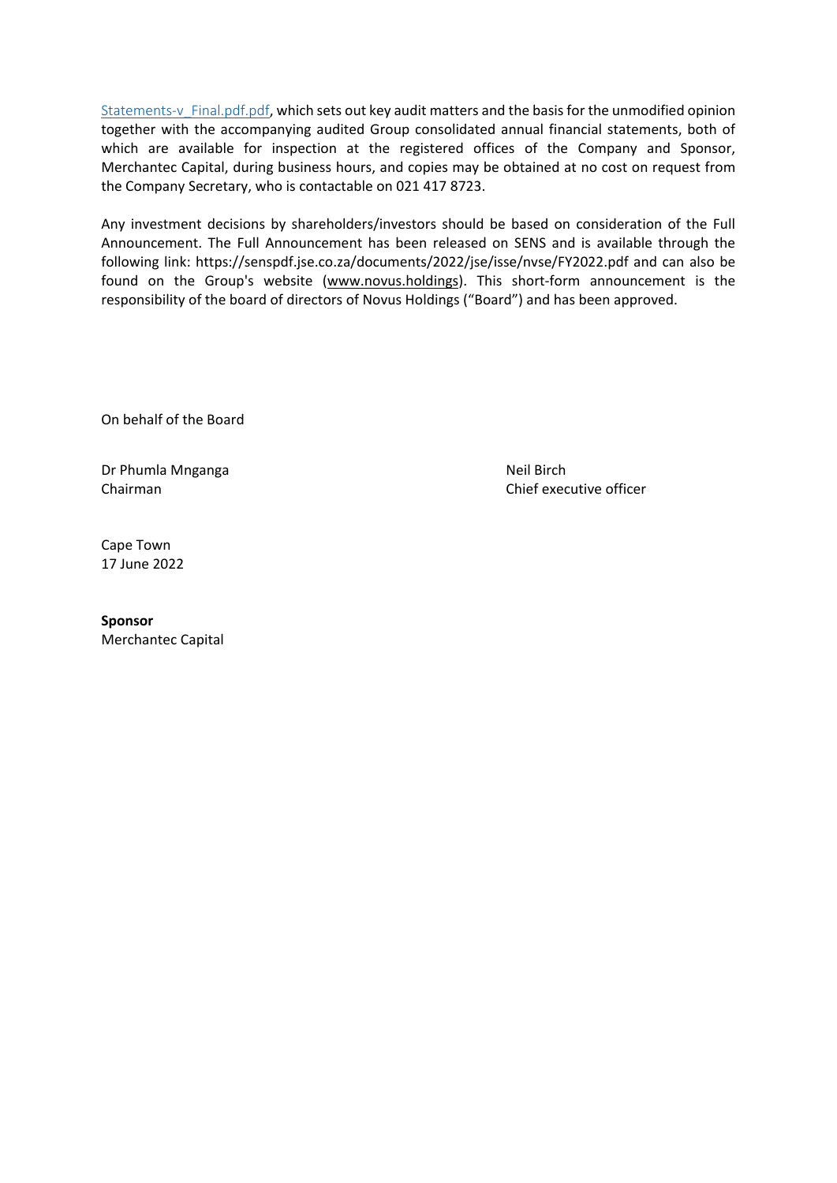Statements-v_Final.pdf.pdf, which sets out key audit matters and the basis for the unmodified opinion together with the accompanying audited Group consolidated annual financial statements, both of which are available for inspection at the registered offices of the Company and Sponsor, Merchantec Capital, during business hours, and copies may be obtained at no cost on request from the Company Secretary, who is contactable on 021 417 8723.

Any investment decisions by shareholders/investors should be based on consideration of the Full Announcement. The Full Announcement has been released on SENS and is available through the following link: https://senspdf.jse.co.za/documents/2022/jse/isse/nvse/FY2022.pdf and can also be found on the Group's website (www.novus.holdings). This short-form announcement is the responsibility of the board of directors of Novus Holdings ("Board") and has been approved.

On behalf of the Board

Dr Phumla Mnganga
Chairman

Neil Birch
Chief executive officer

Cape Town
17 June 2022

**Sponsor**
Merchantec Capital